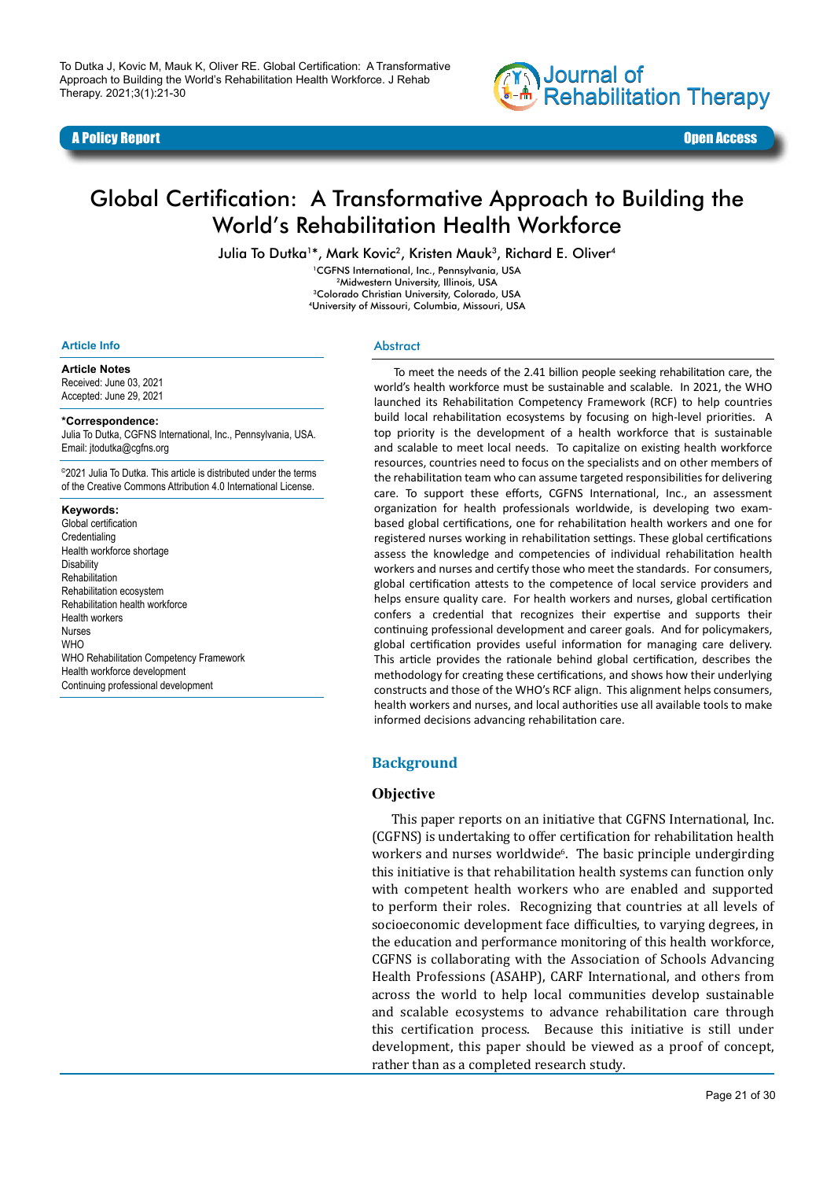To Dutka J, Kovic M, Mauk K, Oliver RE. Global Certification: A Transformative Approach to Building the World's Rehabilitation Health Workforce. J Rehab Therapy. 2021;3(1):21-30

**A Policy Report** — **Open Access**

# Global Certification: A Transformative Approach to Building the World's Rehabilitation Health Workforce

Julia To Dutka[1]*, Mark Kovic[2], Kristen Mauk[3], Richard E. Oliver[4]

[1]CGFNS International, Inc., Pennsylvania, USA
[2]Midwestern University, Illinois, USA
[3]Colorado Christian University, Colorado, USA
[4]University of Missouri, Columbia, Missouri, USA

### Article Info

**Article Notes**
Received: June 03, 2021
Accepted: June 29, 2021

**\*Correspondence:**
Julia To Dutka, CGFNS International, Inc., Pennsylvania, USA.
Email: jtodutka@cgfns.org

©2021 Julia To Dutka. This article is distributed under the terms of the Creative Commons Attribution 4.0 International License.

**Keywords:**
Global certification
Credentialing
Health workforce shortage
Disability
Rehabilitation
Rehabilitation ecosystem
Rehabilitation health workforce
Health workers
Nurses
WHO
WHO Rehabilitation Competency Framework
Health workforce development
Continuing professional development

### Abstract

To meet the needs of the 2.41 billion people seeking rehabilitation care, the world's health workforce must be sustainable and scalable. In 2021, the WHO launched its Rehabilitation Competency Framework (RCF) to help countries build local rehabilitation ecosystems by focusing on high-level priorities. A top priority is the development of a health workforce that is sustainable and scalable to meet local needs. To capitalize on existing health workforce resources, countries need to focus on the specialists and on other members of the rehabilitation team who can assume targeted responsibilities for delivering care. To support these efforts, CGFNS International, Inc., an assessment organization for health professionals worldwide, is developing two exam-based global certifications, one for rehabilitation health workers and one for registered nurses working in rehabilitation settings. These global certifications assess the knowledge and competencies of individual rehabilitation health workers and nurses and certify those who meet the standards. For consumers, global certification attests to the competence of local service providers and helps ensure quality care. For health workers and nurses, global certification confers a credential that recognizes their expertise and supports their continuing professional development and career goals. And for policymakers, global certification provides useful information for managing care delivery. This article provides the rationale behind global certification, describes the methodology for creating these certifications, and shows how their underlying constructs and those of the WHO's RCF align. This alignment helps consumers, health workers and nurses, and local authorities use all available tools to make informed decisions advancing rehabilitation care.

## Background

### Objective

This paper reports on an initiative that CGFNS International, Inc. (CGFNS) is undertaking to offer certification for rehabilitation health workers and nurses worldwide[6]. The basic principle undergirding this initiative is that rehabilitation health systems can function only with competent health workers who are enabled and supported to perform their roles. Recognizing that countries at all levels of socioeconomic development face difficulties, to varying degrees, in the education and performance monitoring of this health workforce, CGFNS is collaborating with the Association of Schools Advancing Health Professions (ASAHP), CARF International, and others from across the world to help local communities develop sustainable and scalable ecosystems to advance rehabilitation care through this certification process. Because this initiative is still under development, this paper should be viewed as a proof of concept, rather than as a completed research study.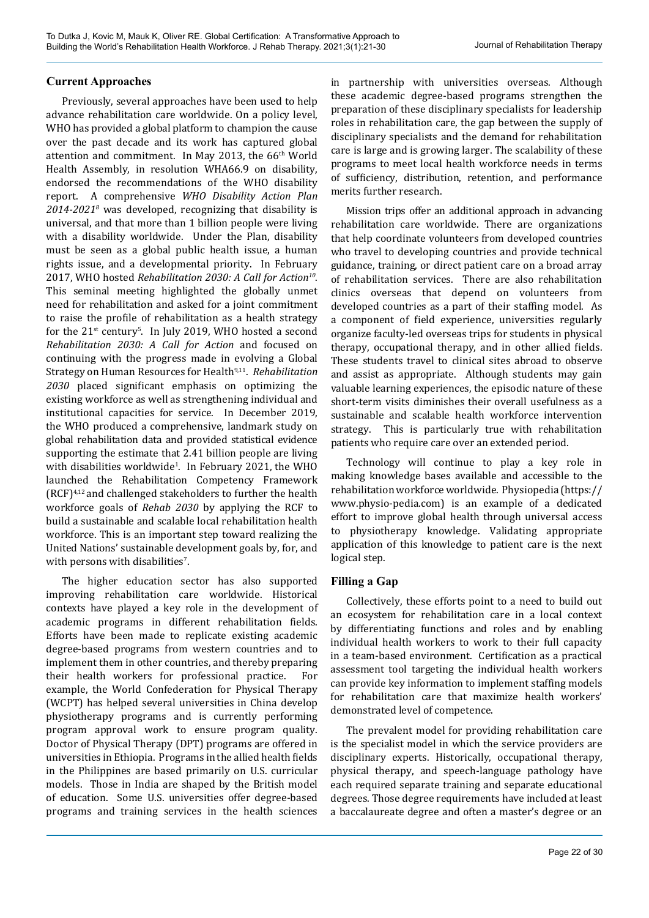## Current Approaches

Previously, several approaches have been used to help advance rehabilitation care worldwide. On a policy level, WHO has provided a global platform to champion the cause over the past decade and its work has captured global attention and commitment. In May 2013, the 66th World Health Assembly, in resolution WHA66.9 on disability, endorsed the recommendations of the WHO disability report. A comprehensive *WHO Disability Action Plan 2014-2021*[8] was developed, recognizing that disability is universal, and that more than 1 billion people were living with a disability worldwide. Under the Plan, disability must be seen as a global public health issue, a human rights issue, and a developmental priority. In February 2017, WHO hosted *Rehabilitation 2030: A Call for Action*[10]. This seminal meeting highlighted the globally unmet need for rehabilitation and asked for a joint commitment to raise the profile of rehabilitation as a health strategy for the 21st century[5]. In July 2019, WHO hosted a second *Rehabilitation 2030: A Call for Action* and focused on continuing with the progress made in evolving a Global Strategy on Human Resources for Health[9,11]. *Rehabilitation 2030* placed significant emphasis on optimizing the existing workforce as well as strengthening individual and institutional capacities for service. In December 2019, the WHO produced a comprehensive, landmark study on global rehabilitation data and provided statistical evidence supporting the estimate that 2.41 billion people are living with disabilities worldwide[1]. In February 2021, the WHO launched the Rehabilitation Competency Framework (RCF)[4,12] and challenged stakeholders to further the health workforce goals of *Rehab 2030* by applying the RCF to build a sustainable and scalable local rehabilitation health workforce. This is an important step toward realizing the United Nations' sustainable development goals by, for, and with persons with disabilities[7].

The higher education sector has also supported improving rehabilitation care worldwide. Historical contexts have played a key role in the development of academic programs in different rehabilitation fields. Efforts have been made to replicate existing academic degree-based programs from western countries and to implement them in other countries, and thereby preparing their health workers for professional practice. For example, the World Confederation for Physical Therapy (WCPT) has helped several universities in China develop physiotherapy programs and is currently performing program approval work to ensure program quality. Doctor of Physical Therapy (DPT) programs are offered in universities in Ethiopia. Programs in the allied health fields in the Philippines are based primarily on U.S. curricular models. Those in India are shaped by the British model of education. Some U.S. universities offer degree-based programs and training services in the health sciences in partnership with universities overseas. Although these academic degree-based programs strengthen the preparation of these disciplinary specialists for leadership roles in rehabilitation care, the gap between the supply of disciplinary specialists and the demand for rehabilitation care is large and is growing larger. The scalability of these programs to meet local health workforce needs in terms of sufficiency, distribution, retention, and performance merits further research.

Mission trips offer an additional approach in advancing rehabilitation care worldwide. There are organizations that help coordinate volunteers from developed countries who travel to developing countries and provide technical guidance, training, or direct patient care on a broad array of rehabilitation services. There are also rehabilitation clinics overseas that depend on volunteers from developed countries as a part of their staffing model. As a component of field experience, universities regularly organize faculty-led overseas trips for students in physical therapy, occupational therapy, and in other allied fields. These students travel to clinical sites abroad to observe and assist as appropriate. Although students may gain valuable learning experiences, the episodic nature of these short-term visits diminishes their overall usefulness as a sustainable and scalable health workforce intervention strategy. This is particularly true with rehabilitation patients who require care over an extended period.

Technology will continue to play a key role in making knowledge bases available and accessible to the rehabilitation workforce worldwide. Physiopedia (https://www.physio-pedia.com) is an example of a dedicated effort to improve global health through universal access to physiotherapy knowledge. Validating appropriate application of this knowledge to patient care is the next logical step.

## Filling a Gap

Collectively, these efforts point to a need to build out an ecosystem for rehabilitation care in a local context by differentiating functions and roles and by enabling individual health workers to work to their full capacity in a team-based environment. Certification as a practical assessment tool targeting the individual health workers can provide key information to implement staffing models for rehabilitation care that maximize health workers' demonstrated level of competence.

The prevalent model for providing rehabilitation care is the specialist model in which the service providers are disciplinary experts. Historically, occupational therapy, physical therapy, and speech-language pathology have each required separate training and separate educational degrees. Those degree requirements have included at least a baccalaureate degree and often a master's degree or an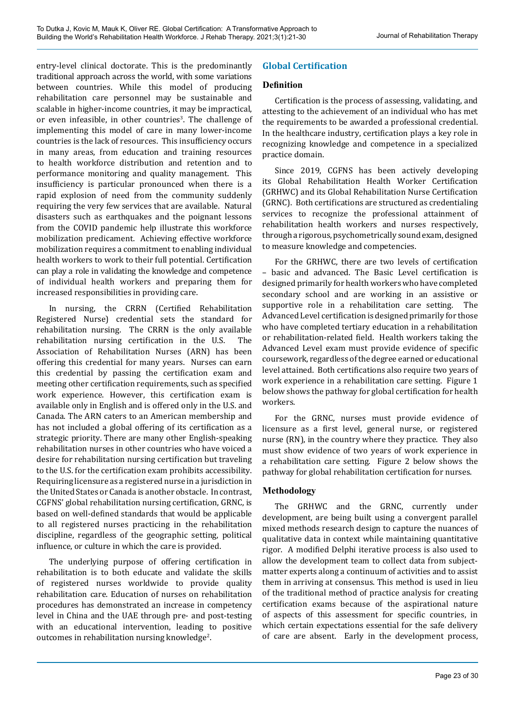entry-level clinical doctorate. This is the predominantly traditional approach across the world, with some variations between countries. While this model of producing rehabilitation care personnel may be sustainable and scalable in higher-income countries, it may be impractical, or even infeasible, in other countries[3]. The challenge of implementing this model of care in many lower-income countries is the lack of resources. This insufficiency occurs in many areas, from education and training resources to health workforce distribution and retention and to performance monitoring and quality management. This insufficiency is particular pronounced when there is a rapid explosion of need from the community suddenly requiring the very few services that are available. Natural disasters such as earthquakes and the poignant lessons from the COVID pandemic help illustrate this workforce mobilization predicament. Achieving effective workforce mobilization requires a commitment to enabling individual health workers to work to their full potential. Certification can play a role in validating the knowledge and competence of individual health workers and preparing them for increased responsibilities in providing care.

In nursing, the CRRN (Certified Rehabilitation Registered Nurse) credential sets the standard for rehabilitation nursing. The CRRN is the only available rehabilitation nursing certification in the U.S. The Association of Rehabilitation Nurses (ARN) has been offering this credential for many years. Nurses can earn this credential by passing the certification exam and meeting other certification requirements, such as specified work experience. However, this certification exam is available only in English and is offered only in the U.S. and Canada. The ARN caters to an American membership and has not included a global offering of its certification as a strategic priority. There are many other English-speaking rehabilitation nurses in other countries who have voiced a desire for rehabilitation nursing certification but traveling to the U.S. for the certification exam prohibits accessibility. Requiring licensure as a registered nurse in a jurisdiction in the United States or Canada is another obstacle. In contrast, CGFNS' global rehabilitation nursing certification, GRNC, is based on well-defined standards that would be applicable to all registered nurses practicing in the rehabilitation discipline, regardless of the geographic setting, political influence, or culture in which the care is provided.

The underlying purpose of offering certification in rehabilitation is to both educate and validate the skills of registered nurses worldwide to provide quality rehabilitation care. Education of nurses on rehabilitation procedures has demonstrated an increase in competency level in China and the UAE through pre- and post-testing with an educational intervention, leading to positive outcomes in rehabilitation nursing knowledge[2].

## Global Certification

### Definition

Certification is the process of assessing, validating, and attesting to the achievement of an individual who has met the requirements to be awarded a professional credential. In the healthcare industry, certification plays a key role in recognizing knowledge and competence in a specialized practice domain.

Since 2019, CGFNS has been actively developing its Global Rehabilitation Health Worker Certification (GRHWC) and its Global Rehabilitation Nurse Certification (GRNC). Both certifications are structured as credentialing services to recognize the professional attainment of rehabilitation health workers and nurses respectively, through a rigorous, psychometrically sound exam, designed to measure knowledge and competencies.

For the GRHWC, there are two levels of certification – basic and advanced. The Basic Level certification is designed primarily for health workers who have completed secondary school and are working in an assistive or supportive role in a rehabilitation care setting. The Advanced Level certification is designed primarily for those who have completed tertiary education in a rehabilitation or rehabilitation-related field. Health workers taking the Advanced Level exam must provide evidence of specific coursework, regardless of the degree earned or educational level attained. Both certifications also require two years of work experience in a rehabilitation care setting. Figure 1 below shows the pathway for global certification for health workers.

For the GRNC, nurses must provide evidence of licensure as a first level, general nurse, or registered nurse (RN), in the country where they practice. They also must show evidence of two years of work experience in a rehabilitation care setting. Figure 2 below shows the pathway for global rehabilitation certification for nurses.

### Methodology

The GRHWC and the GRNC, currently under development, are being built using a convergent parallel mixed methods research design to capture the nuances of qualitative data in context while maintaining quantitative rigor. A modified Delphi iterative process is also used to allow the development team to collect data from subject-matter experts along a continuum of activities and to assist them in arriving at consensus. This method is used in lieu of the traditional method of practice analysis for creating certification exams because of the aspirational nature of aspects of this assessment for specific countries, in which certain expectations essential for the safe delivery of care are absent. Early in the development process,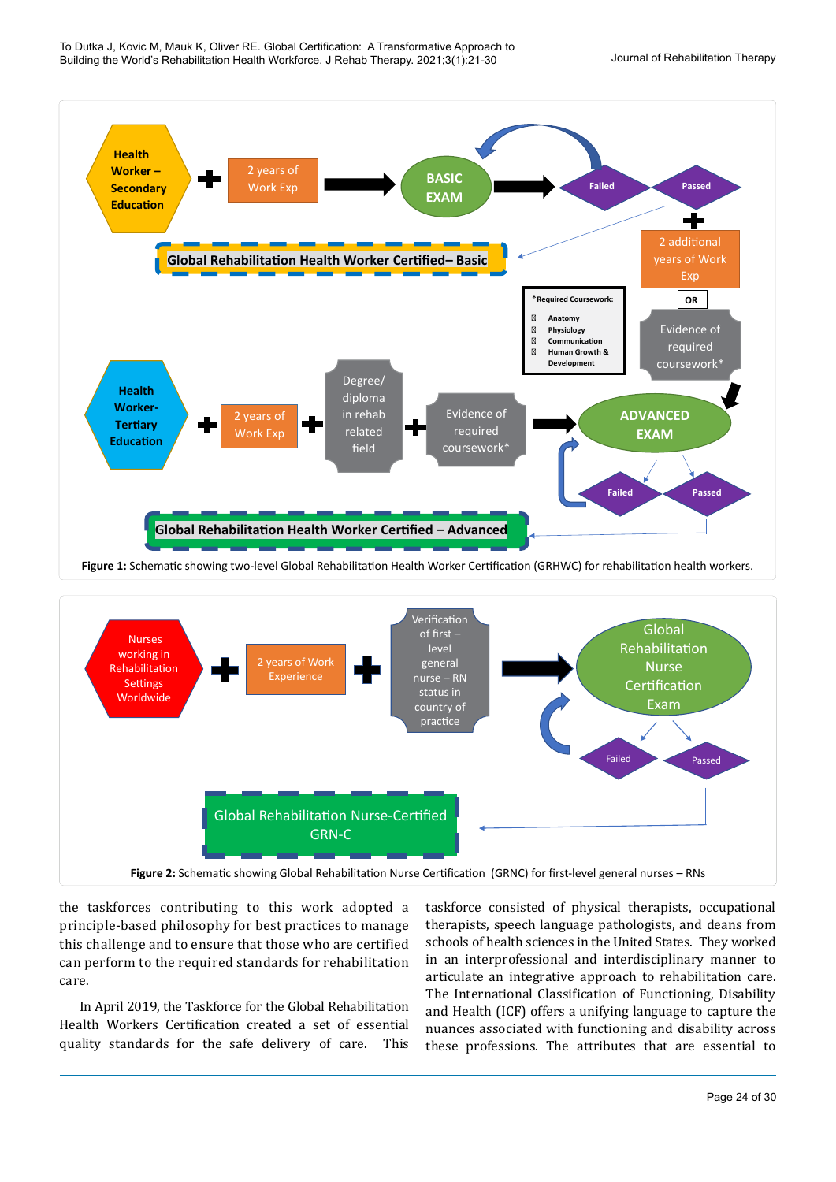Figure 1: Schematic showing two-level Global Rehabilitation Health Worker Certification (GRHWC) for rehabilitation health workers.

Figure 2: Schematic showing Global Rehabilitation Nurse Certification (GRNC) for first-level general nurses – RNs

the taskforces contributing to this work adopted a principle-based philosophy for best practices to manage this challenge and to ensure that those who are certified can perform to the required standards for rehabilitation care.

In April 2019, the Taskforce for the Global Rehabilitation Health Workers Certification created a set of essential quality standards for the safe delivery of care. This taskforce consisted of physical therapists, occupational therapists, speech language pathologists, and deans from schools of health sciences in the United States. They worked in an interprofessional and interdisciplinary manner to articulate an integrative approach to rehabilitation care. The International Classification of Functioning, Disability and Health (ICF) offers a unifying language to capture the nuances associated with functioning and disability across these professions. The attributes that are essential to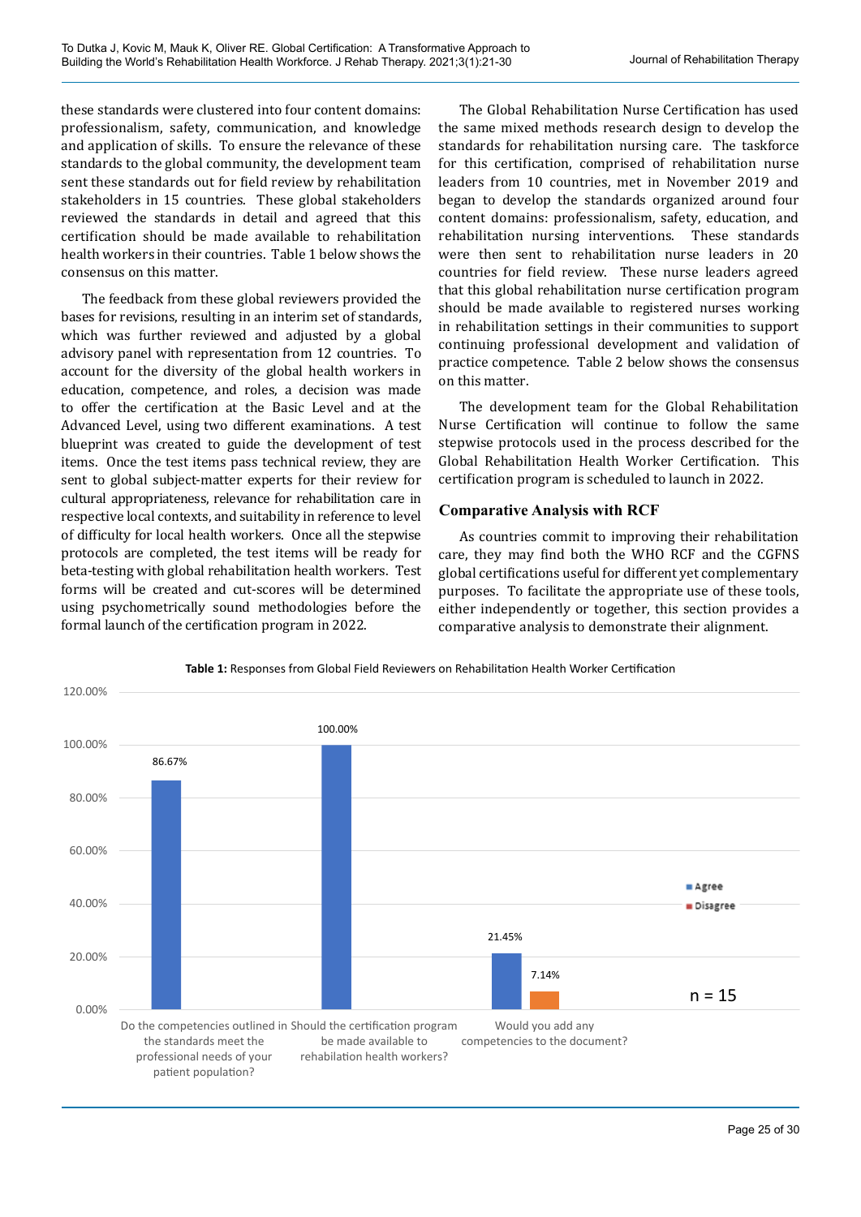these standards were clustered into four content domains: professionalism, safety, communication, and knowledge and application of skills. To ensure the relevance of these standards to the global community, the development team sent these standards out for field review by rehabilitation stakeholders in 15 countries. These global stakeholders reviewed the standards in detail and agreed that this certification should be made available to rehabilitation health workers in their countries. Table 1 below shows the consensus on this matter.

The feedback from these global reviewers provided the bases for revisions, resulting in an interim set of standards, which was further reviewed and adjusted by a global advisory panel with representation from 12 countries. To account for the diversity of the global health workers in education, competence, and roles, a decision was made to offer the certification at the Basic Level and at the Advanced Level, using two different examinations. A test blueprint was created to guide the development of test items. Once the test items pass technical review, they are sent to global subject-matter experts for their review for cultural appropriateness, relevance for rehabilitation care in respective local contexts, and suitability in reference to level of difficulty for local health workers. Once all the stepwise protocols are completed, the test items will be ready for beta-testing with global rehabilitation health workers. Test forms will be created and cut-scores will be determined using psychometrically sound methodologies before the formal launch of the certification program in 2022.

The Global Rehabilitation Nurse Certification has used the same mixed methods research design to develop the standards for rehabilitation nursing care. The taskforce for this certification, comprised of rehabilitation nurse leaders from 10 countries, met in November 2019 and began to develop the standards organized around four content domains: professionalism, safety, education, and rehabilitation nursing interventions. These standards were then sent to rehabilitation nurse leaders in 20 countries for field review. These nurse leaders agreed that this global rehabilitation nurse certification program should be made available to registered nurses working in rehabilitation settings in their communities to support continuing professional development and validation of practice competence. Table 2 below shows the consensus on this matter.

The development team for the Global Rehabilitation Nurse Certification will continue to follow the same stepwise protocols used in the process described for the Global Rehabilitation Health Worker Certification. This certification program is scheduled to launch in 2022.

## Comparative Analysis with RCF

As countries commit to improving their rehabilitation care, they may find both the WHO RCF and the CGFNS global certifications useful for different yet complementary purposes. To facilitate the appropriate use of these tools, either independently or together, this section provides a comparative analysis to demonstrate their alignment.

**Table 1:** Responses from Global Field Reviewers on Rehabilitation Health Worker Certification

| Question | Agree | Disagree |
|---|---|---|
| Do the competencies outlined in the standards meet the professional needs of your patient population? | 86.67% | |
| Should the certification program be made available to rehabilitation health workers? | 100.00% | |
| Would you add any competencies to the document? | 21.45% | 7.14% |

n = 15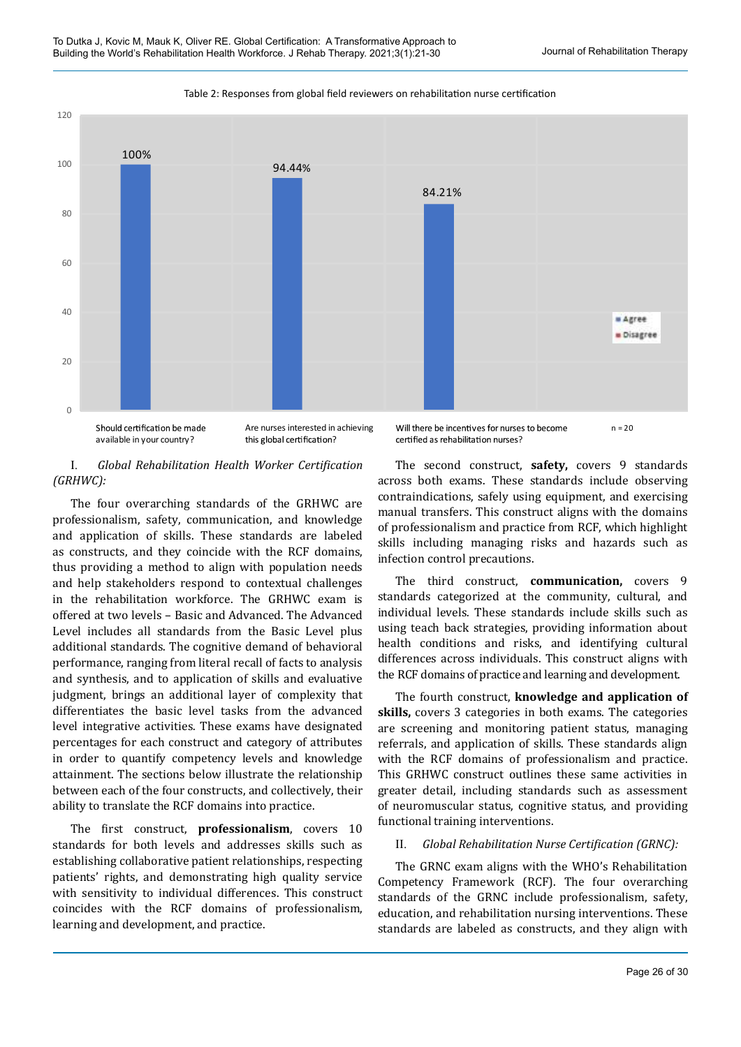Table 2: Responses from global field reviewers on rehabilitation nurse certification

| Question | Agree | Disagree |
|---|---|---|
| Should certification be made available in your country? | 100% | |
| Are nurses interested in achieving this global certification? | 94.44% | |
| Will there be incentives for nurses to become certified as rehabilitation nurses? | 84.21% | |

n = 20

I. *Global Rehabilitation Health Worker Certification (GRHWC):*

The four overarching standards of the GRHWC are professionalism, safety, communication, and knowledge and application of skills. These standards are labeled as constructs, and they coincide with the RCF domains, thus providing a method to align with population needs and help stakeholders respond to contextual challenges in the rehabilitation workforce. The GRHWC exam is offered at two levels – Basic and Advanced. The Advanced Level includes all standards from the Basic Level plus additional standards. The cognitive demand of behavioral performance, ranging from literal recall of facts to analysis and synthesis, and to application of skills and evaluative judgment, brings an additional layer of complexity that differentiates the basic level tasks from the advanced level integrative activities. These exams have designated percentages for each construct and category of attributes in order to quantify competency levels and knowledge attainment. The sections below illustrate the relationship between each of the four constructs, and collectively, their ability to translate the RCF domains into practice.

The first construct, **professionalism**, covers 10 standards for both levels and addresses skills such as establishing collaborative patient relationships, respecting patients' rights, and demonstrating high quality service with sensitivity to individual differences. This construct coincides with the RCF domains of professionalism, learning and development, and practice.

The second construct, **safety,** covers 9 standards across both exams. These standards include observing contraindications, safely using equipment, and exercising manual transfers. This construct aligns with the domains of professionalism and practice from RCF, which highlight skills including managing risks and hazards such as infection control precautions.

The third construct, **communication,** covers 9 standards categorized at the community, cultural, and individual levels. These standards include skills such as using teach back strategies, providing information about health conditions and risks, and identifying cultural differences across individuals. This construct aligns with the RCF domains of practice and learning and development.

The fourth construct, **knowledge and application of skills,** covers 3 categories in both exams. The categories are screening and monitoring patient status, managing referrals, and application of skills. These standards align with the RCF domains of professionalism and practice. This GRHWC construct outlines these same activities in greater detail, including standards such as assessment of neuromuscular status, cognitive status, and providing functional training interventions.

II. *Global Rehabilitation Nurse Certification (GRNC):*

The GRNC exam aligns with the WHO's Rehabilitation Competency Framework (RCF). The four overarching standards of the GRNC include professionalism, safety, education, and rehabilitation nursing interventions. These standards are labeled as constructs, and they align with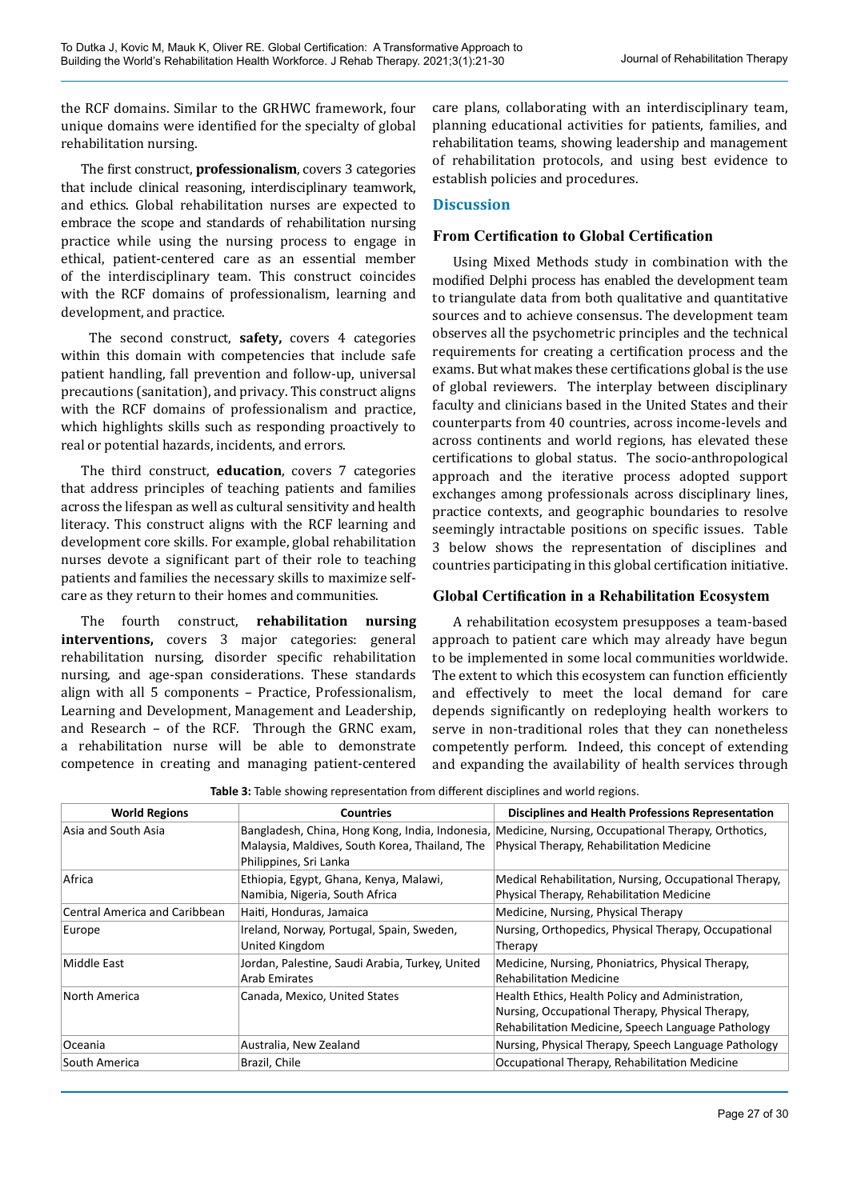the RCF domains. Similar to the GRHWC framework, four unique domains were identified for the specialty of global rehabilitation nursing.

The first construct, **professionalism**, covers 3 categories that include clinical reasoning, interdisciplinary teamwork, and ethics. Global rehabilitation nurses are expected to embrace the scope and standards of rehabilitation nursing practice while using the nursing process to engage in ethical, patient-centered care as an essential member of the interdisciplinary team. This construct coincides with the RCF domains of professionalism, learning and development, and practice.

The second construct, **safety,** covers 4 categories within this domain with competencies that include safe patient handling, fall prevention and follow-up, universal precautions (sanitation), and privacy. This construct aligns with the RCF domains of professionalism and practice, which highlights skills such as responding proactively to real or potential hazards, incidents, and errors.

The third construct, **education**, covers 7 categories that address principles of teaching patients and families across the lifespan as well as cultural sensitivity and health literacy. This construct aligns with the RCF learning and development core skills. For example, global rehabilitation nurses devote a significant part of their role to teaching patients and families the necessary skills to maximize self-care as they return to their homes and communities.

The fourth construct, **rehabilitation nursing interventions,** covers 3 major categories: general rehabilitation nursing, disorder specific rehabilitation nursing, and age-span considerations. These standards align with all 5 components – Practice, Professionalism, Learning and Development, Management and Leadership, and Research – of the RCF. Through the GRNC exam, a rehabilitation nurse will be able to demonstrate competence in creating and managing patient-centered care plans, collaborating with an interdisciplinary team, planning educational activities for patients, families, and rehabilitation teams, showing leadership and management of rehabilitation protocols, and using best evidence to establish policies and procedures.

## Discussion

### From Certification to Global Certification

Using Mixed Methods study in combination with the modified Delphi process has enabled the development team to triangulate data from both qualitative and quantitative sources and to achieve consensus. The development team observes all the psychometric principles and the technical requirements for creating a certification process and the exams. But what makes these certifications global is the use of global reviewers. The interplay between disciplinary faculty and clinicians based in the United States and their counterparts from 40 countries, across income-levels and across continents and world regions, has elevated these certifications to global status. The socio-anthropological approach and the iterative process adopted support exchanges among professionals across disciplinary lines, practice contexts, and geographic boundaries to resolve seemingly intractable positions on specific issues. Table 3 below shows the representation of disciplines and countries participating in this global certification initiative.

### Global Certification in a Rehabilitation Ecosystem

A rehabilitation ecosystem presupposes a team-based approach to patient care which may already have begun to be implemented in some local communities worldwide. The extent to which this ecosystem can function efficiently and effectively to meet the local demand for care depends significantly on redeploying health workers to serve in non-traditional roles that they can nonetheless competently perform. Indeed, this concept of extending and expanding the availability of health services through

**Table 3:** Table showing representation from different disciplines and world regions.

| World Regions | Countries | Disciplines and Health Professions Representation |
|---|---|---|
| Asia and South Asia | Bangladesh, China, Hong Kong, India, Indonesia, Malaysia, Maldives, South Korea, Thailand, The Philippines, Sri Lanka | Medicine, Nursing, Occupational Therapy, Orthotics, Physical Therapy, Rehabilitation Medicine |
| Africa | Ethiopia, Egypt, Ghana, Kenya, Malawi, Namibia, Nigeria, South Africa | Medical Rehabilitation, Nursing, Occupational Therapy, Physical Therapy, Rehabilitation Medicine |
| Central America and Caribbean | Haiti, Honduras, Jamaica | Medicine, Nursing, Physical Therapy |
| Europe | Ireland, Norway, Portugal, Spain, Sweden, United Kingdom | Nursing, Orthopedics, Physical Therapy, Occupational Therapy |
| Middle East | Jordan, Palestine, Saudi Arabia, Turkey, United Arab Emirates | Medicine, Nursing, Phoniatrics, Physical Therapy, Rehabilitation Medicine |
| North America | Canada, Mexico, United States | Health Ethics, Health Policy and Administration, Nursing, Occupational Therapy, Physical Therapy, Rehabilitation Medicine, Speech Language Pathology |
| Oceania | Australia, New Zealand | Nursing, Physical Therapy, Speech Language Pathology |
| South America | Brazil, Chile | Occupational Therapy, Rehabilitation Medicine |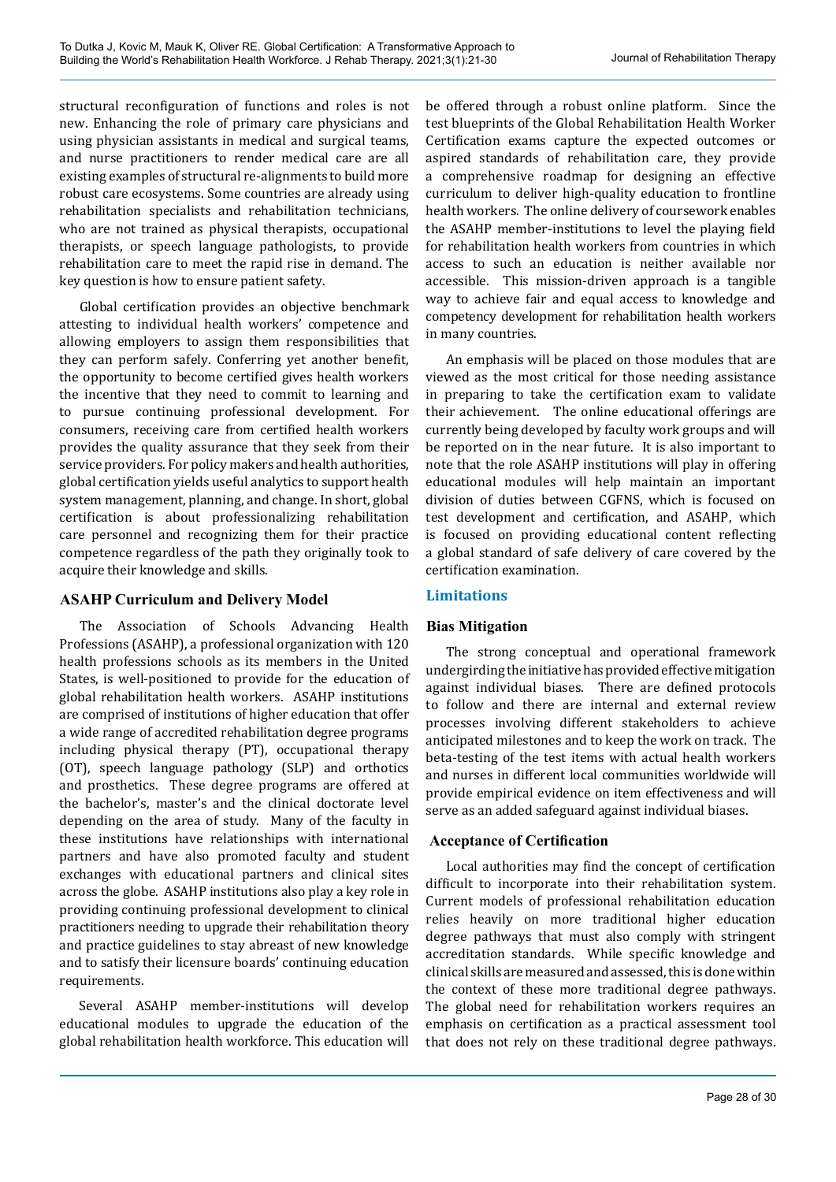structural reconfiguration of functions and roles is not new. Enhancing the role of primary care physicians and using physician assistants in medical and surgical teams, and nurse practitioners to render medical care are all existing examples of structural re-alignments to build more robust care ecosystems. Some countries are already using rehabilitation specialists and rehabilitation technicians, who are not trained as physical therapists, occupational therapists, or speech language pathologists, to provide rehabilitation care to meet the rapid rise in demand. The key question is how to ensure patient safety.

Global certification provides an objective benchmark attesting to individual health workers' competence and allowing employers to assign them responsibilities that they can perform safely. Conferring yet another benefit, the opportunity to become certified gives health workers the incentive that they need to commit to learning and to pursue continuing professional development. For consumers, receiving care from certified health workers provides the quality assurance that they seek from their service providers. For policy makers and health authorities, global certification yields useful analytics to support health system management, planning, and change. In short, global certification is about professionalizing rehabilitation care personnel and recognizing them for their practice competence regardless of the path they originally took to acquire their knowledge and skills.

### ASAHP Curriculum and Delivery Model

The Association of Schools Advancing Health Professions (ASAHP), a professional organization with 120 health professions schools as its members in the United States, is well-positioned to provide for the education of global rehabilitation health workers. ASAHP institutions are comprised of institutions of higher education that offer a wide range of accredited rehabilitation degree programs including physical therapy (PT), occupational therapy (OT), speech language pathology (SLP) and orthotics and prosthetics. These degree programs are offered at the bachelor's, master's and the clinical doctorate level depending on the area of study. Many of the faculty in these institutions have relationships with international partners and have also promoted faculty and student exchanges with educational partners and clinical sites across the globe. ASAHP institutions also play a key role in providing continuing professional development to clinical practitioners needing to upgrade their rehabilitation theory and practice guidelines to stay abreast of new knowledge and to satisfy their licensure boards' continuing education requirements.

Several ASAHP member-institutions will develop educational modules to upgrade the education of the global rehabilitation health workforce. This education will be offered through a robust online platform. Since the test blueprints of the Global Rehabilitation Health Worker Certification exams capture the expected outcomes or aspired standards of rehabilitation care, they provide a comprehensive roadmap for designing an effective curriculum to deliver high-quality education to frontline health workers. The online delivery of coursework enables the ASAHP member-institutions to level the playing field for rehabilitation health workers from countries in which access to such an education is neither available nor accessible. This mission-driven approach is a tangible way to achieve fair and equal access to knowledge and competency development for rehabilitation health workers in many countries.

An emphasis will be placed on those modules that are viewed as the most critical for those needing assistance in preparing to take the certification exam to validate their achievement. The online educational offerings are currently being developed by faculty work groups and will be reported on in the near future. It is also important to note that the role ASAHP institutions will play in offering educational modules will help maintain an important division of duties between CGFNS, which is focused on test development and certification, and ASAHP, which is focused on providing educational content reflecting a global standard of safe delivery of care covered by the certification examination.

## Limitations

### Bias Mitigation

The strong conceptual and operational framework undergirding the initiative has provided effective mitigation against individual biases. There are defined protocols to follow and there are internal and external review processes involving different stakeholders to achieve anticipated milestones and to keep the work on track. The beta-testing of the test items with actual health workers and nurses in different local communities worldwide will provide empirical evidence on item effectiveness and will serve as an added safeguard against individual biases.

### Acceptance of Certification

Local authorities may find the concept of certification difficult to incorporate into their rehabilitation system. Current models of professional rehabilitation education relies heavily on more traditional higher education degree pathways that must also comply with stringent accreditation standards. While specific knowledge and clinical skills are measured and assessed, this is done within the context of these more traditional degree pathways. The global need for rehabilitation workers requires an emphasis on certification as a practical assessment tool that does not rely on these traditional degree pathways.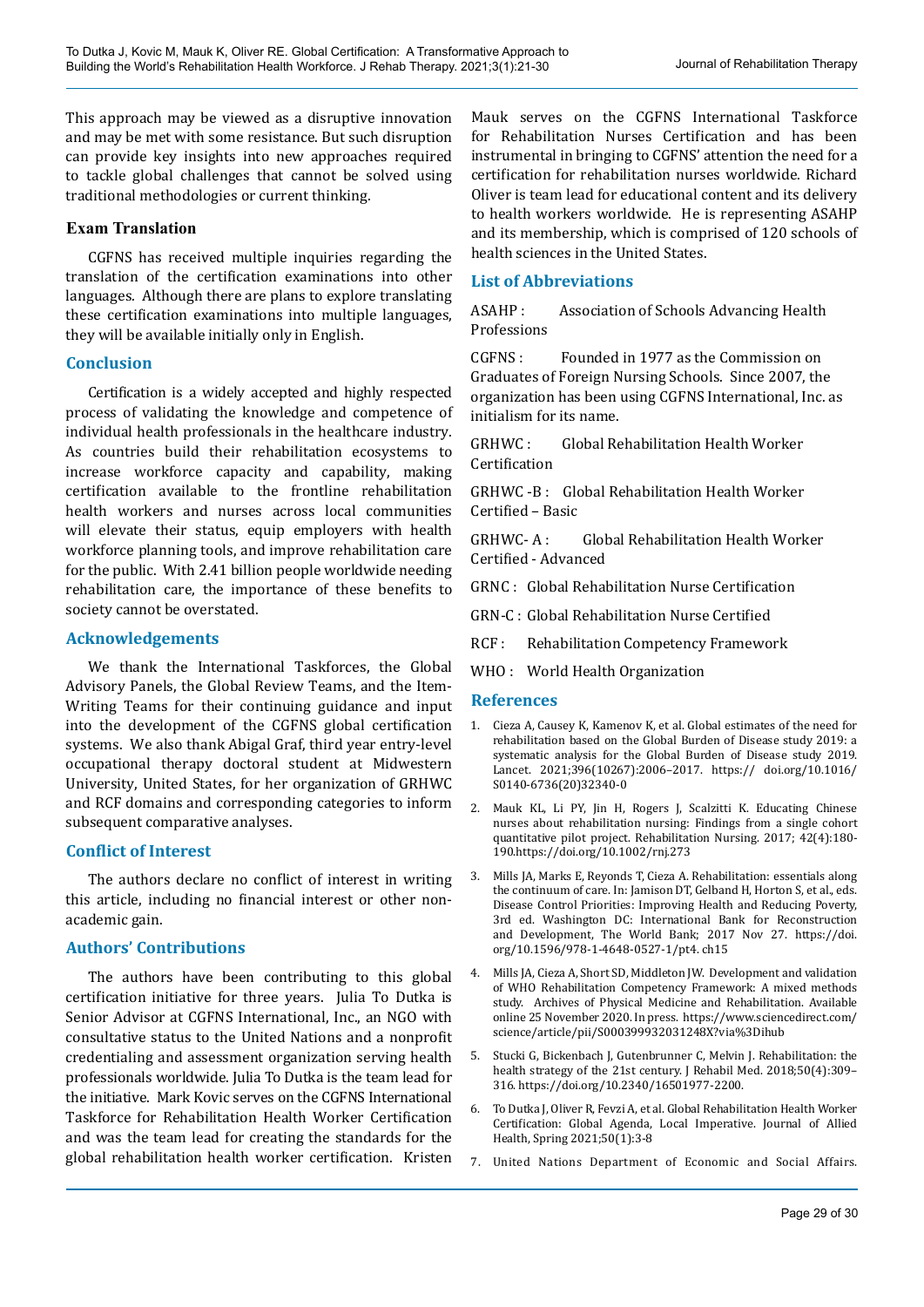This approach may be viewed as a disruptive innovation and may be met with some resistance. But such disruption can provide key insights into new approaches required to tackle global challenges that cannot be solved using traditional methodologies or current thinking.

### Exam Translation

CGFNS has received multiple inquiries regarding the translation of the certification examinations into other languages. Although there are plans to explore translating these certification examinations into multiple languages, they will be available initially only in English.

## Conclusion

Certification is a widely accepted and highly respected process of validating the knowledge and competence of individual health professionals in the healthcare industry. As countries build their rehabilitation ecosystems to increase workforce capacity and capability, making certification available to the frontline rehabilitation health workers and nurses across local communities will elevate their status, equip employers with health workforce planning tools, and improve rehabilitation care for the public. With 2.41 billion people worldwide needing rehabilitation care, the importance of these benefits to society cannot be overstated.

## Acknowledgements

We thank the International Taskforces, the Global Advisory Panels, the Global Review Teams, and the Item-Writing Teams for their continuing guidance and input into the development of the CGFNS global certification systems. We also thank Abigal Graf, third year entry-level occupational therapy doctoral student at Midwestern University, United States, for her organization of GRHWC and RCF domains and corresponding categories to inform subsequent comparative analyses.

## Conflict of Interest

The authors declare no conflict of interest in writing this article, including no financial interest or other non-academic gain.

## Authors' Contributions

The authors have been contributing to this global certification initiative for three years. Julia To Dutka is Senior Advisor at CGFNS International, Inc., an NGO with consultative status to the United Nations and a nonprofit credentialing and assessment organization serving health professionals worldwide. Julia To Dutka is the team lead for the initiative. Mark Kovic serves on the CGFNS International Taskforce for Rehabilitation Health Worker Certification and was the team lead for creating the standards for the global rehabilitation health worker certification. Kristen Mauk serves on the CGFNS International Taskforce for Rehabilitation Nurses Certification and has been instrumental in bringing to CGFNS' attention the need for a certification for rehabilitation nurses worldwide. Richard Oliver is team lead for educational content and its delivery to health workers worldwide. He is representing ASAHP and its membership, which is comprised of 120 schools of health sciences in the United States.

## List of Abbreviations

ASAHP : Association of Schools Advancing Health Professions

CGFNS : Founded in 1977 as the Commission on Graduates of Foreign Nursing Schools. Since 2007, the organization has been using CGFNS International, Inc. as initialism for its name.

GRHWC : Global Rehabilitation Health Worker Certification

GRHWC -B : Global Rehabilitation Health Worker Certified – Basic

GRHWC- A : Global Rehabilitation Health Worker Certified - Advanced

GRNC : Global Rehabilitation Nurse Certification

GRN-C : Global Rehabilitation Nurse Certified

RCF : Rehabilitation Competency Framework

WHO : World Health Organization

## References

1. Cieza A, Causey K, Kamenov K, et al. Global estimates of the need for rehabilitation based on the Global Burden of Disease study 2019: a systematic analysis for the Global Burden of Disease study 2019. Lancet. 2021;396(10267):2006–2017. https:// doi.org/10.1016/S0140-6736(20)32340-0
2. Mauk KL, Li PY, Jin H, Rogers J, Scalzitti K. Educating Chinese nurses about rehabilitation nursing: Findings from a single cohort quantitative pilot project. Rehabilitation Nursing. 2017; 42(4):180-190.https://doi.org/10.1002/rnj.273
3. Mills JA, Marks E, Reyonds T, Cieza A. Rehabilitation: essentials along the continuum of care. In: Jamison DT, Gelband H, Horton S, et al., eds. Disease Control Priorities: Improving Health and Reducing Poverty, 3rd ed. Washington DC: International Bank for Reconstruction and Development, The World Bank; 2017 Nov 27. https://doi.org/10.1596/978-1-4648-0527-1/pt4. ch15
4. Mills JA, Cieza A, Short SD, Middleton JW. Development and validation of WHO Rehabilitation Competency Framework: A mixed methods study. Archives of Physical Medicine and Rehabilitation. Available online 25 November 2020. In press. https://www.sciencedirect.com/science/article/pii/S000399932031248X?via%3Dihub
5. Stucki G, Bickenbach J, Gutenbrunner C, Melvin J. Rehabilitation: the health strategy of the 21st century. J Rehabil Med. 2018;50(4):309–316. https://doi.org/10.2340/16501977-2200.
6. To Dutka J, Oliver R, Fevzi A, et al. Global Rehabilitation Health Worker Certification: Global Agenda, Local Imperative. Journal of Allied Health, Spring 2021;50(1):3-8
7. United Nations Department of Economic and Social Affairs.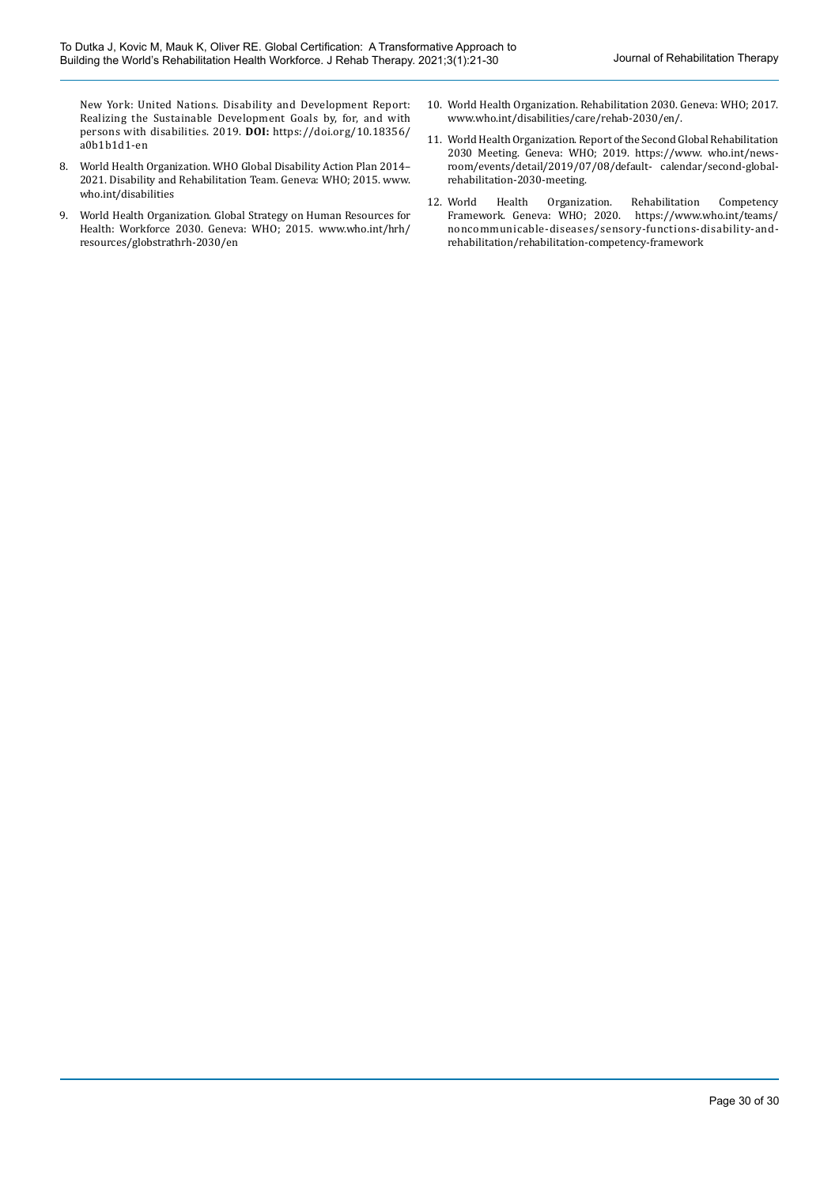New York: United Nations. Disability and Development Report: Realizing the Sustainable Development Goals by, for, and with persons with disabilities. 2019. **DOI:** https://doi.org/10.18356/a0b1b1d1-en

8. World Health Organization. WHO Global Disability Action Plan 2014–2021. Disability and Rehabilitation Team. Geneva: WHO; 2015. www.who.int/disabilities
9. World Health Organization. Global Strategy on Human Resources for Health: Workforce 2030. Geneva: WHO; 2015. www.who.int/hrh/resources/globstrathrh-2030/en
10. World Health Organization. Rehabilitation 2030. Geneva: WHO; 2017. www.who.int/disabilities/care/rehab-2030/en/.
11. World Health Organization. Report of the Second Global Rehabilitation 2030 Meeting. Geneva: WHO; 2019. https://www.who.int/news-room/events/detail/2019/07/08/default-calendar/second-global-rehabilitation-2030-meeting.
12. World Health Organization. Rehabilitation Competency Framework. Geneva: WHO; 2020. https://www.who.int/teams/noncommunicable-diseases/sensory-functions-disability-and-rehabilitation/rehabilitation-competency-framework